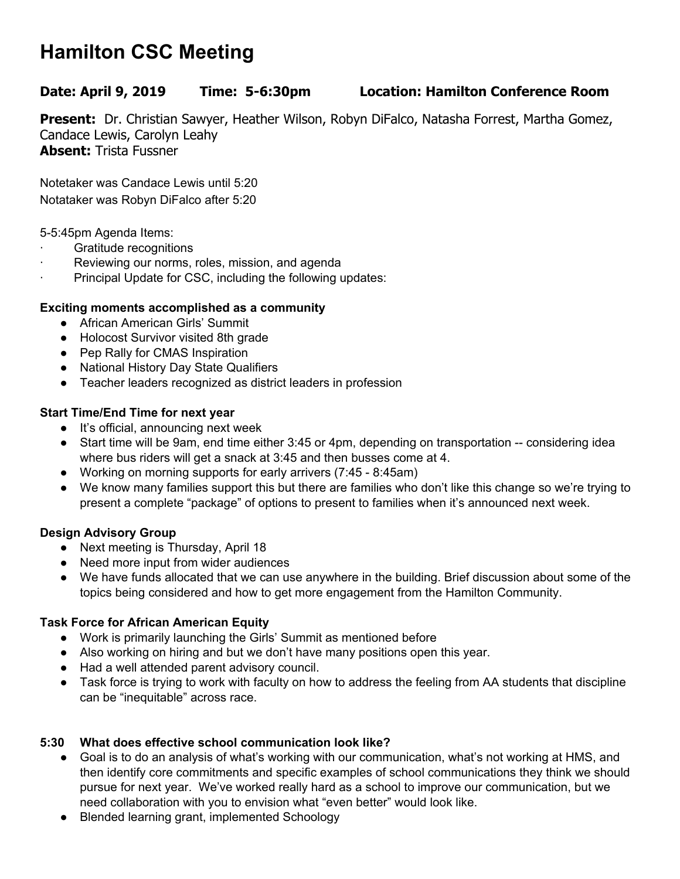# Hamilton CSC Meeting

**Date: April 9, 2019     Time: 5-6:30pm     Location: Hamilton Conference Room**

**Present:** Dr. Christian Sawyer, Heather Wilson, Robyn DiFalco, Natasha Forrest, Martha Gomez, Candace Lewis, Carolyn Leahy
**Absent:** Trista Fussner

Notetaker was Candace Lewis until 5:20
Notataker was Robyn DiFalco after 5:20

5-5:45pm Agenda Items:
· Gratitude recognitions
· Reviewing our norms, roles, mission, and agenda
· Principal Update for CSC, including the following updates:

**Exciting moments accomplished as a community**
- African American Girls' Summit
- Holocost Survivor visited 8th grade
- Pep Rally for CMAS Inspiration
- National History Day State Qualifiers
- Teacher leaders recognized as district leaders in profession

**Start Time/End Time for next year**
- It's official, announcing next week
- Start time will be 9am, end time either 3:45 or 4pm, depending on transportation -- considering idea where bus riders will get a snack at 3:45 and then busses come at 4.
- Working on morning supports for early arrivers (7:45 - 8:45am)
- We know many families support this but there are families who don't like this change so we're trying to present a complete "package" of options to present to families when it's announced next week.

**Design Advisory Group**
- Next meeting is Thursday, April 18
- Need more input from wider audiences
- We have funds allocated that we can use anywhere in the building. Brief discussion about some of the topics being considered and how to get more engagement from the Hamilton Community.

**Task Force for African American Equity**
- Work is primarily launching the Girls' Summit as mentioned before
- Also working on hiring and but we don't have many positions open this year.
- Had a well attended parent advisory council.
- Task force is trying to work with faculty on how to address the feeling from AA students that discipline can be "inequitable" across race.

**5:30 What does effective school communication look like?**
- Goal is to do an analysis of what's working with our communication, what's not working at HMS, and then identify core commitments and specific examples of school communications they think we should pursue for next year. We've worked really hard as a school to improve our communication, but we need collaboration with you to envision what "even better" would look like.
- Blended learning grant, implemented Schoology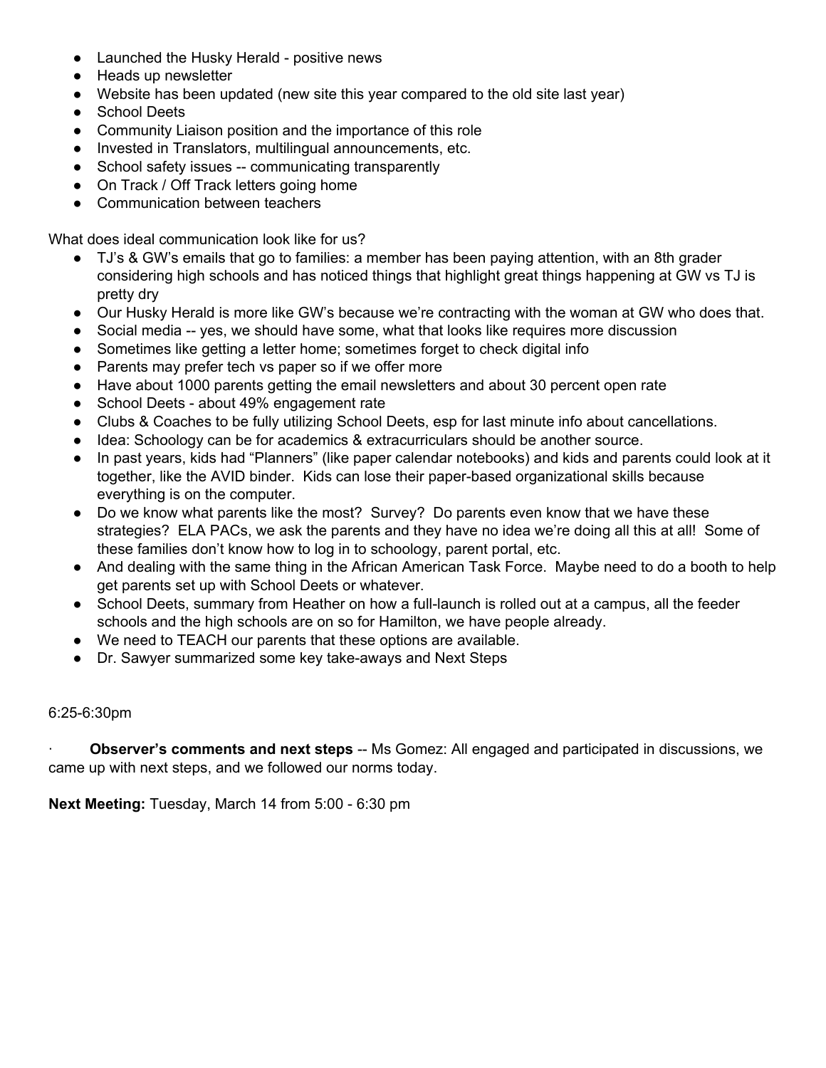- Launched the Husky Herald - positive news
- Heads up newsletter
- Website has been updated (new site this year compared to the old site last year)
- School Deets
- Community Liaison position and the importance of this role
- Invested in Translators, multilingual announcements, etc.
- School safety issues -- communicating transparently
- On Track / Off Track letters going home
- Communication between teachers

What does ideal communication look like for us?

- TJ's & GW's emails that go to families: a member has been paying attention, with an 8th grader considering high schools and has noticed things that highlight great things happening at GW vs TJ is pretty dry
- Our Husky Herald is more like GW's because we're contracting with the woman at GW who does that.
- Social media -- yes, we should have some, what that looks like requires more discussion
- Sometimes like getting a letter home; sometimes forget to check digital info
- Parents may prefer tech vs paper so if we offer more
- Have about 1000 parents getting the email newsletters and about 30 percent open rate
- School Deets - about 49% engagement rate
- Clubs & Coaches to be fully utilizing School Deets, esp for last minute info about cancellations.
- Idea: Schoology can be for academics & extracurriculars should be another source.
- In past years, kids had "Planners" (like paper calendar notebooks) and kids and parents could look at it together, like the AVID binder. Kids can lose their paper-based organizational skills because everything is on the computer.
- Do we know what parents like the most? Survey? Do parents even know that we have these strategies? ELA PACs, we ask the parents and they have no idea we're doing all this at all! Some of these families don't know how to log in to schoology, parent portal, etc.
- And dealing with the same thing in the African American Task Force. Maybe need to do a booth to help get parents set up with School Deets or whatever.
- School Deets, summary from Heather on how a full-launch is rolled out at a campus, all the feeder schools and the high schools are on so for Hamilton, we have people already.
- We need to TEACH our parents that these options are available.
- Dr. Sawyer summarized some key take-aways and Next Steps

6:25-6:30pm

· **Observer's comments and next steps** -- Ms Gomez: All engaged and participated in discussions, we came up with next steps, and we followed our norms today.

**Next Meeting:** Tuesday, March 14 from 5:00 - 6:30 pm